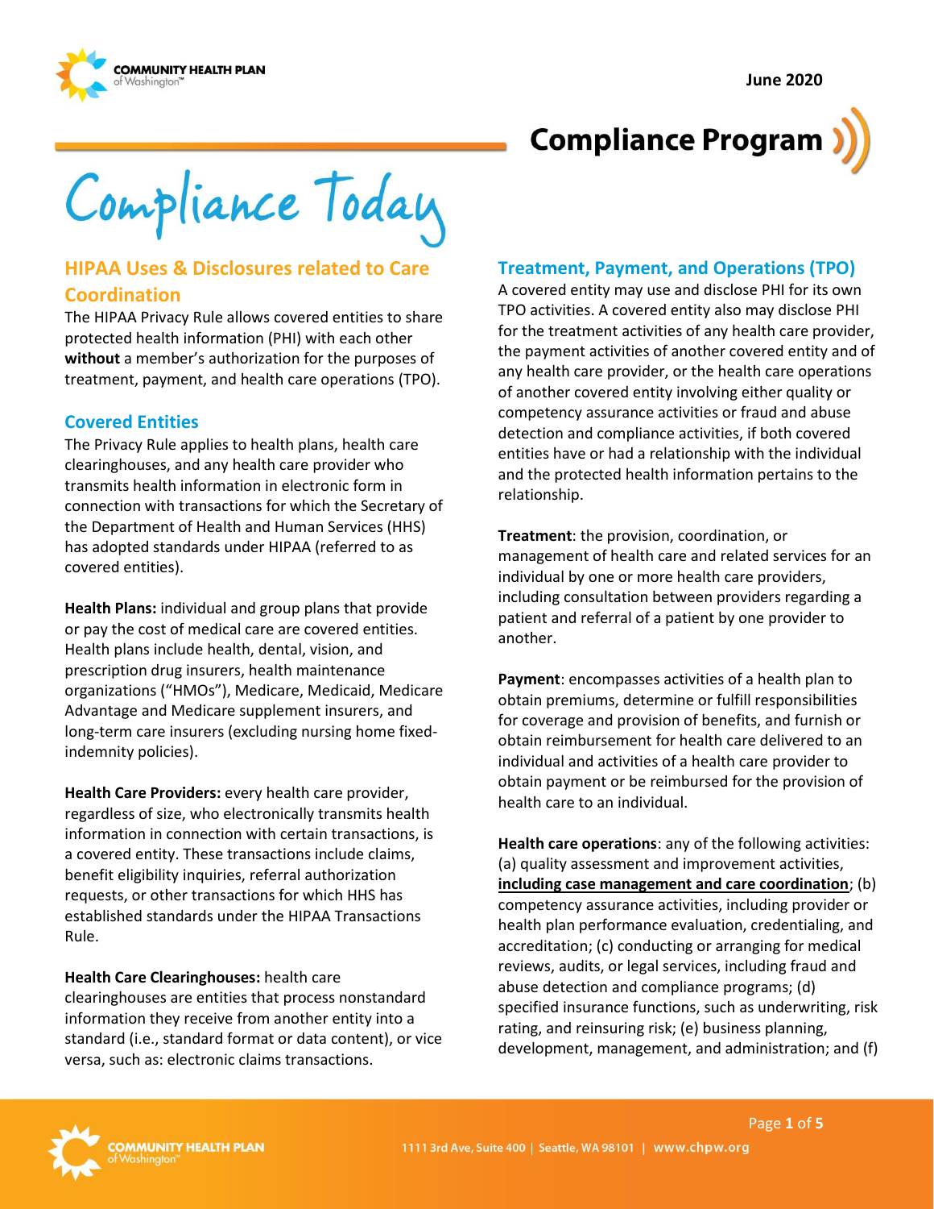June 2020

# Compliance Program

# Compliance Today

## HIPAA Uses & Disclosures related to Care Coordination

The HIPAA Privacy Rule allows covered entities to share protected health information (PHI) with each other **without** a member's authorization for the purposes of treatment, payment, and health care operations (TPO).

## Covered Entities

The Privacy Rule applies to health plans, health care clearinghouses, and any health care provider who transmits health information in electronic form in connection with transactions for which the Secretary of the Department of Health and Human Services (HHS) has adopted standards under HIPAA (referred to as covered entities).

**Health Plans:** individual and group plans that provide or pay the cost of medical care are covered entities. Health plans include health, dental, vision, and prescription drug insurers, health maintenance organizations ("HMOs"), Medicare, Medicaid, Medicare Advantage and Medicare supplement insurers, and long-term care insurers (excluding nursing home fixed-indemnity policies).

**Health Care Providers:** every health care provider, regardless of size, who electronically transmits health information in connection with certain transactions, is a covered entity. These transactions include claims, benefit eligibility inquiries, referral authorization requests, or other transactions for which HHS has established standards under the HIPAA Transactions Rule.

**Health Care Clearinghouses:** health care clearinghouses are entities that process nonstandard information they receive from another entity into a standard (i.e., standard format or data content), or vice versa, such as: electronic claims transactions.

## Treatment, Payment, and Operations (TPO)

A covered entity may use and disclose PHI for its own TPO activities. A covered entity also may disclose PHI for the treatment activities of any health care provider, the payment activities of another covered entity and of any health care provider, or the health care operations of another covered entity involving either quality or competency assurance activities or fraud and abuse detection and compliance activities, if both covered entities have or had a relationship with the individual and the protected health information pertains to the relationship.

**Treatment**: the provision, coordination, or management of health care and related services for an individual by one or more health care providers, including consultation between providers regarding a patient and referral of a patient by one provider to another.

**Payment**: encompasses activities of a health plan to obtain premiums, determine or fulfill responsibilities for coverage and provision of benefits, and furnish or obtain reimbursement for health care delivered to an individual and activities of a health care provider to obtain payment or be reimbursed for the provision of health care to an individual.

**Health care operations**: any of the following activities: (a) quality assessment and improvement activities, **including case management and care coordination**; (b) competency assurance activities, including provider or health plan performance evaluation, credentialing, and accreditation; (c) conducting or arranging for medical reviews, audits, or legal services, including fraud and abuse detection and compliance programs; (d) specified insurance functions, such as underwriting, risk rating, and reinsuring risk; (e) business planning, development, management, and administration; and (f)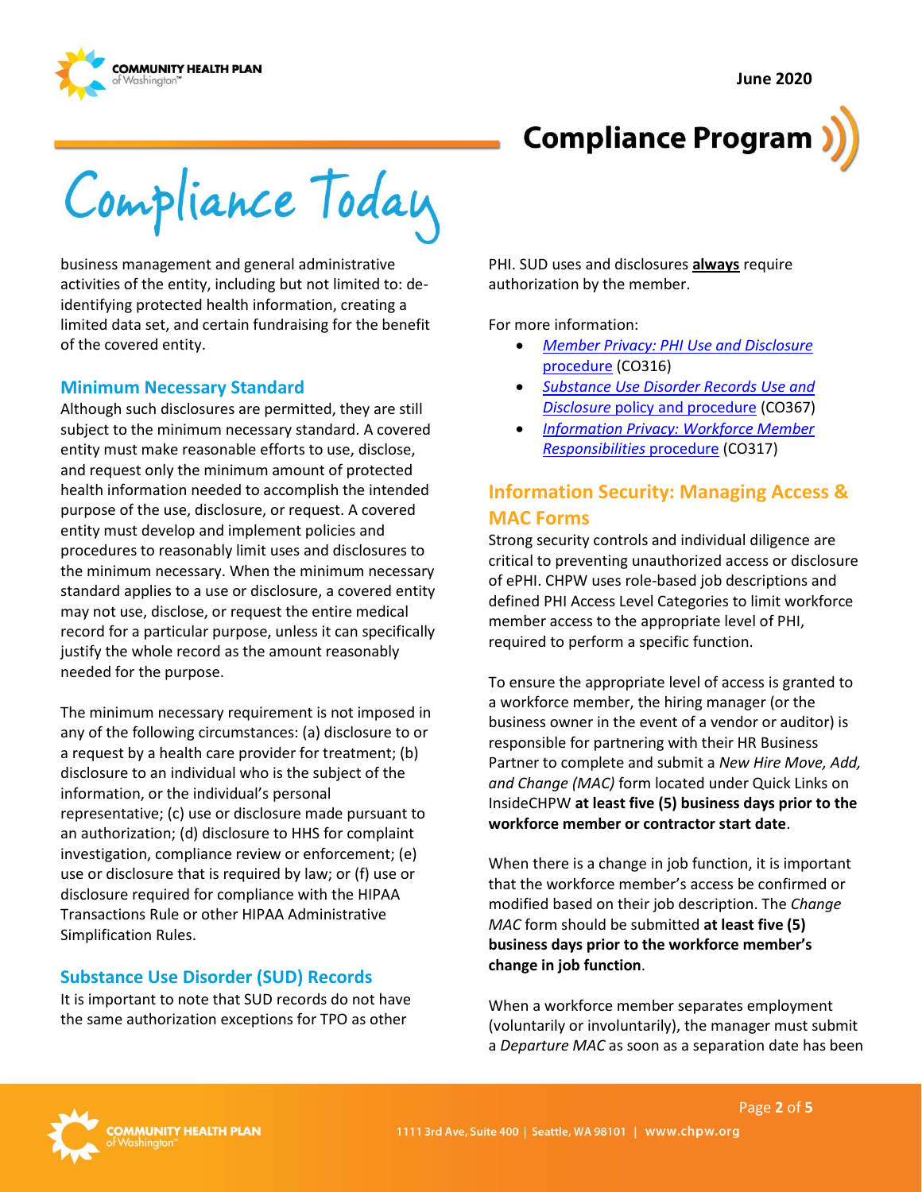business management and general administrative activities of the entity, including but not limited to: de-identifying protected health information, creating a limited data set, and certain fundraising for the benefit of the covered entity.

### Minimum Necessary Standard

Although such disclosures are permitted, they are still subject to the minimum necessary standard. A covered entity must make reasonable efforts to use, disclose, and request only the minimum amount of protected health information needed to accomplish the intended purpose of the use, disclosure, or request. A covered entity must develop and implement policies and procedures to reasonably limit uses and disclosures to the minimum necessary. When the minimum necessary standard applies to a use or disclosure, a covered entity may not use, disclose, or request the entire medical record for a particular purpose, unless it can specifically justify the whole record as the amount reasonably needed for the purpose.

The minimum necessary requirement is not imposed in any of the following circumstances: (a) disclosure to or a request by a health care provider for treatment; (b) disclosure to an individual who is the subject of the information, or the individual's personal representative; (c) use or disclosure made pursuant to an authorization; (d) disclosure to HHS for complaint investigation, compliance review or enforcement; (e) use or disclosure that is required by law; or (f) use or disclosure required for compliance with the HIPAA Transactions Rule or other HIPAA Administrative Simplification Rules.

### Substance Use Disorder (SUD) Records

It is important to note that SUD records do not have the same authorization exceptions for TPO as other PHI. SUD uses and disclosures **always** require authorization by the member.

For more information:

- *Member Privacy: PHI Use and Disclosure* procedure (CO316)
- *Substance Use Disorder Records Use and Disclosure* policy and procedure (CO367)
- *Information Privacy: Workforce Member Responsibilities* procedure (CO317)

## Information Security: Managing Access & MAC Forms

Strong security controls and individual diligence are critical to preventing unauthorized access or disclosure of ePHI. CHPW uses role-based job descriptions and defined PHI Access Level Categories to limit workforce member access to the appropriate level of PHI, required to perform a specific function.

To ensure the appropriate level of access is granted to a workforce member, the hiring manager (or the business owner in the event of a vendor or auditor) is responsible for partnering with their HR Business Partner to complete and submit a *New Hire Move, Add, and Change (MAC)* form located under Quick Links on InsideCHPW **at least five (5) business days prior to the workforce member or contractor start date**.

When there is a change in job function, it is important that the workforce member's access be confirmed or modified based on their job description. The *Change MAC* form should be submitted **at least five (5) business days prior to the workforce member's change in job function**.

When a workforce member separates employment (voluntarily or involuntarily), the manager must submit a *Departure MAC* as soon as a separation date has been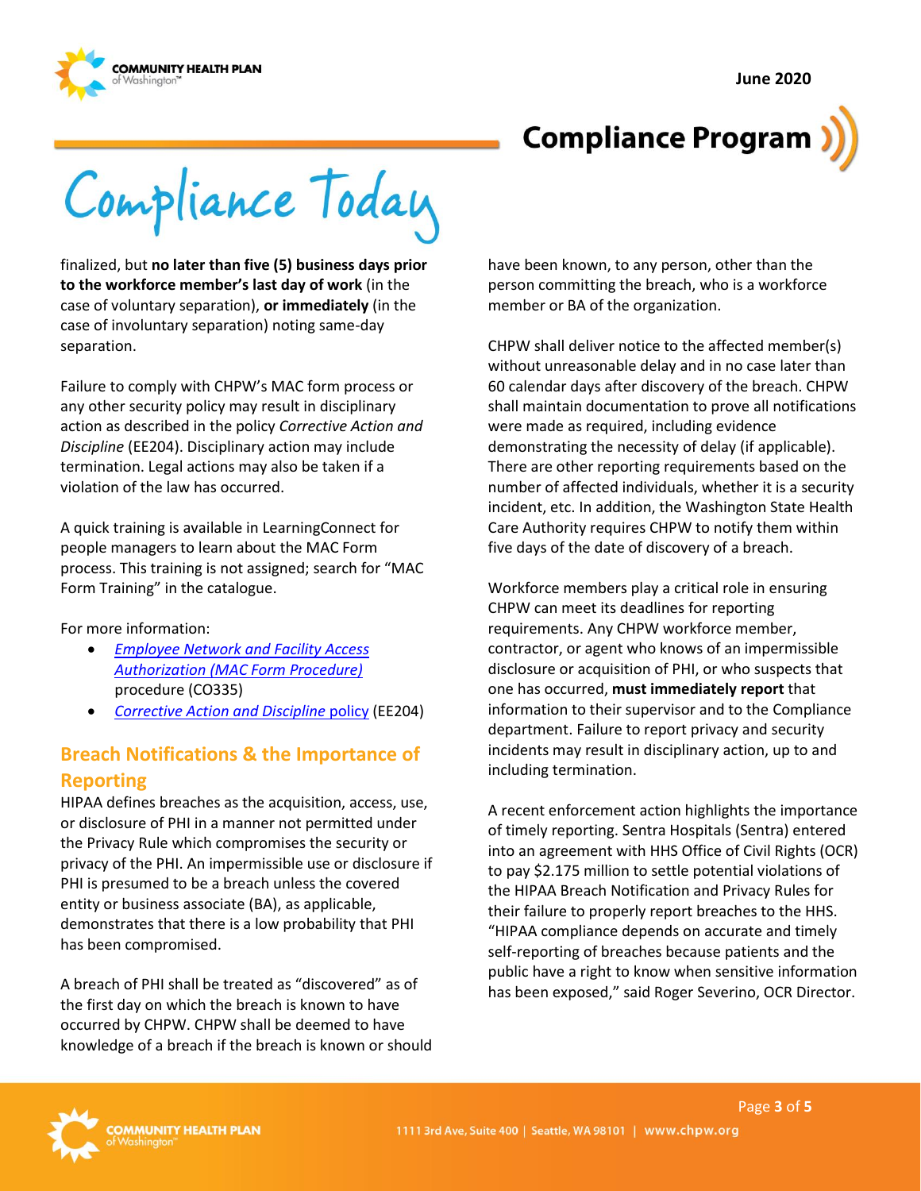finalized, but **no later than five (5) business days prior to the workforce member's last day of work** (in the case of voluntary separation), **or immediately** (in the case of involuntary separation) noting same-day separation.

Failure to comply with CHPW's MAC form process or any other security policy may result in disciplinary action as described in the policy *Corrective Action and Discipline* (EE204). Disciplinary action may include termination. Legal actions may also be taken if a violation of the law has occurred.

A quick training is available in LearningConnect for people managers to learn about the MAC Form process. This training is not assigned; search for "MAC Form Training" in the catalogue.

For more information:

- *Employee Network and Facility Access Authorization (MAC Form Procedure)* procedure (CO335)
- *Corrective Action and Discipline* policy (EE204)

## Breach Notifications & the Importance of Reporting

HIPAA defines breaches as the acquisition, access, use, or disclosure of PHI in a manner not permitted under the Privacy Rule which compromises the security or privacy of the PHI. An impermissible use or disclosure if PHI is presumed to be a breach unless the covered entity or business associate (BA), as applicable, demonstrates that there is a low probability that PHI has been compromised.

A breach of PHI shall be treated as "discovered" as of the first day on which the breach is known to have occurred by CHPW. CHPW shall be deemed to have knowledge of a breach if the breach is known or should have been known, to any person, other than the person committing the breach, who is a workforce member or BA of the organization.

CHPW shall deliver notice to the affected member(s) without unreasonable delay and in no case later than 60 calendar days after discovery of the breach. CHPW shall maintain documentation to prove all notifications were made as required, including evidence demonstrating the necessity of delay (if applicable). There are other reporting requirements based on the number of affected individuals, whether it is a security incident, etc. In addition, the Washington State Health Care Authority requires CHPW to notify them within five days of the date of discovery of a breach.

Workforce members play a critical role in ensuring CHPW can meet its deadlines for reporting requirements. Any CHPW workforce member, contractor, or agent who knows of an impermissible disclosure or acquisition of PHI, or who suspects that one has occurred, **must immediately report** that information to their supervisor and to the Compliance department. Failure to report privacy and security incidents may result in disciplinary action, up to and including termination.

A recent enforcement action highlights the importance of timely reporting. Sentra Hospitals (Sentra) entered into an agreement with HHS Office of Civil Rights (OCR) to pay $2.175 million to settle potential violations of the HIPAA Breach Notification and Privacy Rules for their failure to properly report breaches to the HHS. "HIPAA compliance depends on accurate and timely self-reporting of breaches because patients and the public have a right to know when sensitive information has been exposed," said Roger Severino, OCR Director.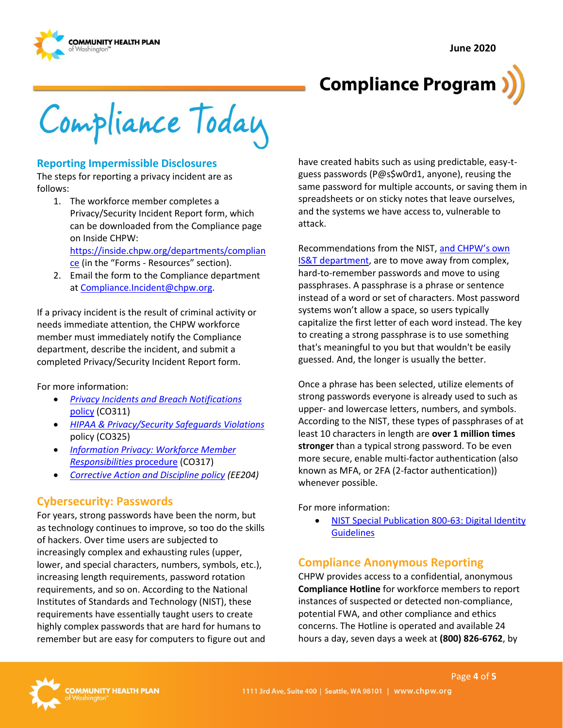# Compliance Program

# Compliance Today

June 2020

## Reporting Impermissible Disclosures

The steps for reporting a privacy incident are as follows:

1. The workforce member completes a Privacy/Security Incident Report form, which can be downloaded from the Compliance page on Inside CHPW: https://inside.chpw.org/departments/compliance (in the "Forms - Resources" section).
2. Email the form to the Compliance department at Compliance.Incident@chpw.org.

If a privacy incident is the result of criminal activity or needs immediate attention, the CHPW workforce member must immediately notify the Compliance department, describe the incident, and submit a completed Privacy/Security Incident Report form.

For more information:

- *Privacy Incidents and Breach Notifications policy* (CO311)
- *HIPAA & Privacy/Security Safeguards Violations* policy (CO325)
- *Information Privacy: Workforce Member Responsibilities procedure* (CO317)
- *Corrective Action and Discipline policy (EE204)*

## Cybersecurity: Passwords

For years, strong passwords have been the norm, but as technology continues to improve, so too do the skills of hackers. Over time users are subjected to increasingly complex and exhausting rules (upper, lower, and special characters, numbers, symbols, etc.), increasing length requirements, password rotation requirements, and so on. According to the National Institutes of Standards and Technology (NIST), these requirements have essentially taught users to create highly complex passwords that are hard for humans to remember but are easy for computers to figure out and have created habits such as using predictable, easy-t-guess passwords (P@s$w0rd1, anyone), reusing the same password for multiple accounts, or saving them in spreadsheets or on sticky notes that leave ourselves, and the systems we have access to, vulnerable to attack.

Recommendations from the NIST, and CHPW's own IS&T department, are to move away from complex, hard-to-remember passwords and move to using passphrases. A passphrase is a phrase or sentence instead of a word or set of characters. Most password systems won't allow a space, so users typically capitalize the first letter of each word instead. The key to creating a strong passphrase is to use something that's meaningful to you but that wouldn't be easily guessed. And, the longer is usually the better.

Once a phrase has been selected, utilize elements of strong passwords everyone is already used to such as upper- and lowercase letters, numbers, and symbols. According to the NIST, these types of passphrases of at least 10 characters in length are **over 1 million times stronger** than a typical strong password. To be even more secure, enable multi-factor authentication (also known as MFA, or 2FA (2-factor authentication)) whenever possible.

For more information:

- NIST Special Publication 800-63: Digital Identity Guidelines

## Compliance Anonymous Reporting

CHPW provides access to a confidential, anonymous **Compliance Hotline** for workforce members to report instances of suspected or detected non-compliance, potential FWA, and other compliance and ethics concerns. The Hotline is operated and available 24 hours a day, seven days a week at **(800) 826-6762**, by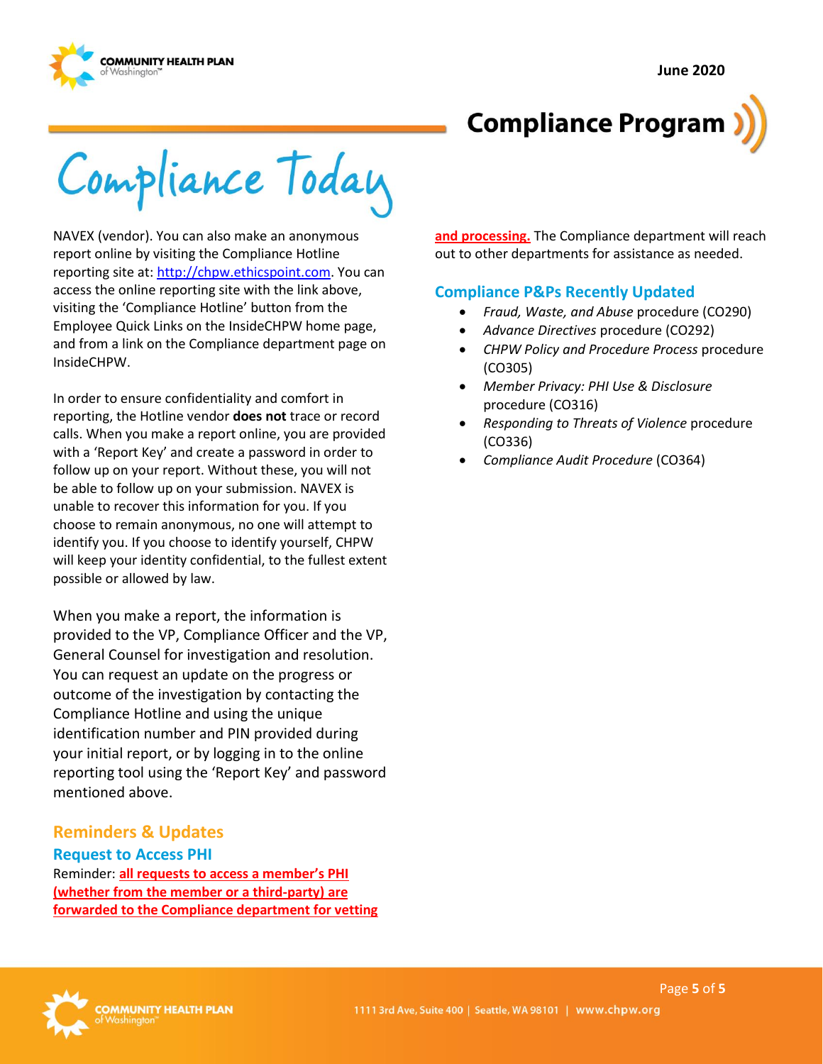NAVEX (vendor). You can also make an anonymous report online by visiting the Compliance Hotline reporting site at: http://chpw.ethicspoint.com. You can access the online reporting site with the link above, visiting the 'Compliance Hotline' button from the Employee Quick Links on the InsideCHPW home page, and from a link on the Compliance department page on InsideCHPW.

In order to ensure confidentiality and comfort in reporting, the Hotline vendor **does not** trace or record calls. When you make a report online, you are provided with a 'Report Key' and create a password in order to follow up on your report. Without these, you will not be able to follow up on your submission. NAVEX is unable to recover this information for you. If you choose to remain anonymous, no one will attempt to identify you. If you choose to identify yourself, CHPW will keep your identity confidential, to the fullest extent possible or allowed by law.

When you make a report, the information is provided to the VP, Compliance Officer and the VP, General Counsel for investigation and resolution. You can request an update on the progress or outcome of the investigation by contacting the Compliance Hotline and using the unique identification number and PIN provided during your initial report, or by logging in to the online reporting tool using the 'Report Key' and password mentioned above.

## Reminders & Updates

### Request to Access PHI

Reminder: **all requests to access a member's PHI (whether from the member or a third-party) are forwarded to the Compliance department for vetting and processing.** The Compliance department will reach out to other departments for assistance as needed.

### Compliance P&Ps Recently Updated

- *Fraud, Waste, and Abuse* procedure (CO290)
- *Advance Directives* procedure (CO292)
- *CHPW Policy and Procedure Process* procedure (CO305)
- *Member Privacy: PHI Use & Disclosure* procedure (CO316)
- *Responding to Threats of Violence* procedure (CO336)
- *Compliance Audit Procedure* (CO364)